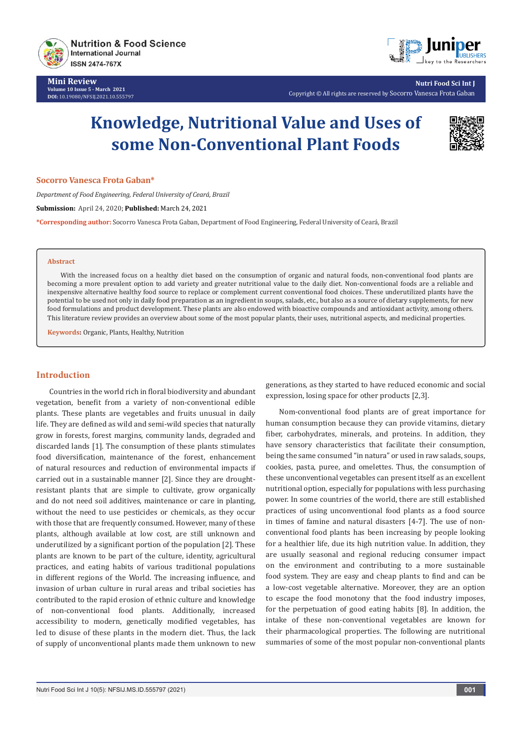Mini Review

Volume 10 Issue 5 - March 2021
DOI: 10.19080/NFSIJ.2021.10.555797

Copyright © All rights are reserved by Socorro Vanesca Frota Gaban

# Knowledge, Nutritional Value and Uses of some Non-Conventional Plant Foods

**Socorro Vanesca Frota Gaban***

*Department of Food Engineering, Federal University of Ceará, Brazil*

**Submission:** April 24, 2020; **Published:** March 24, 2021

***Corresponding author:** Socorro Vanesca Frota Gaban, Department of Food Engineering, Federal University of Ceará, Brazil

## Abstract

With the increased focus on a healthy diet based on the consumption of organic and natural foods, non-conventional food plants are becoming a more prevalent option to add variety and greater nutritional value to the daily diet. Non-conventional foods are a reliable and inexpensive alternative healthy food source to replace or complement current conventional food choices. These underutilized plants have the potential to be used not only in daily food preparation as an ingredient in soups, salads, etc., but also as a source of dietary supplements, for new food formulations and product development. These plants are also endowed with bioactive compounds and antioxidant activity, among others. This literature review provides an overview about some of the most popular plants, their uses, nutritional aspects, and medicinal properties.

**Keywords:** Organic, Plants, Healthy, Nutrition

## Introduction

Countries in the world rich in floral biodiversity and abundant vegetation, benefit from a variety of non-conventional edible plants. These plants are vegetables and fruits unusual in daily life. They are defined as wild and semi-wild species that naturally grow in forests, forest margins, community lands, degraded and discarded lands [1]. The consumption of these plants stimulates food diversification, maintenance of the forest, enhancement of natural resources and reduction of environmental impacts if carried out in a sustainable manner [2]. Since they are drought-resistant plants that are simple to cultivate, grow organically and do not need soil additives, maintenance or care in planting, without the need to use pesticides or chemicals, as they occur with those that are frequently consumed. However, many of these plants, although available at low cost, are still unknown and underutilized by a significant portion of the population [2]. These plants are known to be part of the culture, identity, agricultural practices, and eating habits of various traditional populations in different regions of the World. The increasing influence, and invasion of urban culture in rural areas and tribal societies has contributed to the rapid erosion of ethnic culture and knowledge of non-conventional food plants. Additionally, increased accessibility to modern, genetically modified vegetables, has led to disuse of these plants in the modern diet. Thus, the lack of supply of unconventional plants made them unknown to new generations, as they started to have reduced economic and social expression, losing space for other products [2,3].

Nom-conventional food plants are of great importance for human consumption because they can provide vitamins, dietary fiber, carbohydrates, minerals, and proteins. In addition, they have sensory characteristics that facilitate their consumption, being the same consumed "in natura" or used in raw salads, soups, cookies, pasta, puree, and omelettes. Thus, the consumption of these unconventional vegetables can present itself as an excellent nutritional option, especially for populations with less purchasing power. In some countries of the world, there are still established practices of using unconventional food plants as a food source in times of famine and natural disasters [4-7]. The use of non-conventional food plants has been increasing by people looking for a healthier life, due its high nutrition value. In addition, they are usually seasonal and regional reducing consumer impact on the environment and contributing to a more sustainable food system. They are easy and cheap plants to find and can be a low-cost vegetable alternative. Moreover, they are an option to escape the food monotony that the food industry imposes, for the perpetuation of good eating habits [8]. In addition, the intake of these non-conventional vegetables are known for their pharmacological properties. The following are nutritional summaries of some of the most popular non-conventional plants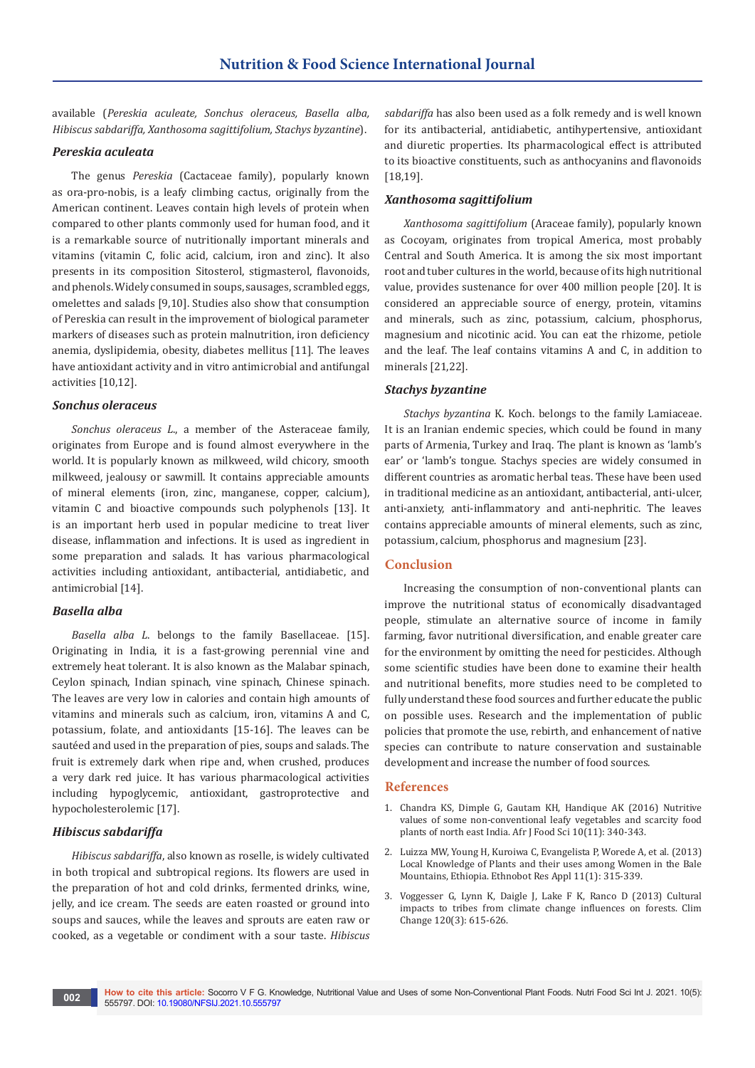available (*Pereskia aculeate, Sonchus oleraceus, Basella alba, Hibiscus sabdariffa, Xanthosoma sagittifolium, Stachys byzantine*).

### *Pereskia aculeata*

The genus *Pereskia* (Cactaceae family), popularly known as ora-pro-nobis, is a leafy climbing cactus, originally from the American continent. Leaves contain high levels of protein when compared to other plants commonly used for human food, and it is a remarkable source of nutritionally important minerals and vitamins (vitamin C, folic acid, calcium, iron and zinc). It also presents in its composition Sitosterol, stigmasterol, flavonoids, and phenols. Widely consumed in soups, sausages, scrambled eggs, omelettes and salads [9,10]. Studies also show that consumption of Pereskia can result in the improvement of biological parameter markers of diseases such as protein malnutrition, iron deficiency anemia, dyslipidemia, obesity, diabetes mellitus [11]. The leaves have antioxidant activity and in vitro antimicrobial and antifungal activities [10,12].

### *Sonchus oleraceus*

*Sonchus oleraceus L*., a member of the Asteraceae family, originates from Europe and is found almost everywhere in the world. It is popularly known as milkweed, wild chicory, smooth milkweed, jealousy or sawmill. It contains appreciable amounts of mineral elements (iron, zinc, manganese, copper, calcium), vitamin C and bioactive compounds such polyphenols [13]. It is an important herb used in popular medicine to treat liver disease, inflammation and infections. It is used as ingredient in some preparation and salads. It has various pharmacological activities including antioxidant, antibacterial, antidiabetic, and antimicrobial [14].

### *Basella alba*

*Basella alba L*. belongs to the family Basellaceae. [15]. Originating in India, it is a fast-growing perennial vine and extremely heat tolerant. It is also known as the Malabar spinach, Ceylon spinach, Indian spinach, vine spinach, Chinese spinach. The leaves are very low in calories and contain high amounts of vitamins and minerals such as calcium, iron, vitamins A and C, potassium, folate, and antioxidants [15-16]. The leaves can be sautéed and used in the preparation of pies, soups and salads. The fruit is extremely dark when ripe and, when crushed, produces a very dark red juice. It has various pharmacological activities including hypoglycemic, antioxidant, gastroprotective and hypocholesterolemic [17].

### *Hibiscus sabdariffa*

*Hibiscus sabdariffa*, also known as roselle, is widely cultivated in both tropical and subtropical regions. Its flowers are used in the preparation of hot and cold drinks, fermented drinks, wine, jelly, and ice cream. The seeds are eaten roasted or ground into soups and sauces, while the leaves and sprouts are eaten raw or cooked, as a vegetable or condiment with a sour taste. *Hibiscus sabdariffa* has also been used as a folk remedy and is well known for its antibacterial, antidiabetic, antihypertensive, antioxidant and diuretic properties. Its pharmacological effect is attributed to its bioactive constituents, such as anthocyanins and flavonoids [18,19].

### *Xanthosoma sagittifolium*

*Xanthosoma sagittifolium* (Araceae family), popularly known as Cocoyam, originates from tropical America, most probably Central and South America. It is among the six most important root and tuber cultures in the world, because of its high nutritional value, provides sustenance for over 400 million people [20]. It is considered an appreciable source of energy, protein, vitamins and minerals, such as zinc, potassium, calcium, phosphorus, magnesium and nicotinic acid. You can eat the rhizome, petiole and the leaf. The leaf contains vitamins A and C, in addition to minerals [21,22].

### *Stachys byzantine*

*Stachys byzantina* K. Koch. belongs to the family Lamiaceae. It is an Iranian endemic species, which could be found in many parts of Armenia, Turkey and Iraq. The plant is known as 'lamb's ear' or 'lamb's tongue. Stachys species are widely consumed in different countries as aromatic herbal teas. These have been used in traditional medicine as an antioxidant, antibacterial, anti-ulcer, anti-anxiety, anti-inflammatory and anti-nephritic. The leaves contains appreciable amounts of mineral elements, such as zinc, potassium, calcium, phosphorus and magnesium [23].

## Conclusion

Increasing the consumption of non-conventional plants can improve the nutritional status of economically disadvantaged people, stimulate an alternative source of income in family farming, favor nutritional diversification, and enable greater care for the environment by omitting the need for pesticides. Although some scientific studies have been done to examine their health and nutritional benefits, more studies need to be completed to fully understand these food sources and further educate the public on possible uses. Research and the implementation of public policies that promote the use, rebirth, and enhancement of native species can contribute to nature conservation and sustainable development and increase the number of food sources.

## References

1. Chandra KS, Dimple G, Gautam KH, Handique AK (2016) Nutritive values of some non-conventional leafy vegetables and scarcity food plants of north east India. Afr J Food Sci 10(11): 340-343.
2. Luizza MW, Young H, Kuroiwa C, Evangelista P, Worede A, et al. (2013) Local Knowledge of Plants and their uses among Women in the Bale Mountains, Ethiopia. Ethnobot Res Appl 11(1): 315-339.
3. Voggesser G, Lynn K, Daigle J, Lake F K, Ranco D (2013) Cultural impacts to tribes from climate change influences on forests. Clim Change 120(3): 615-626.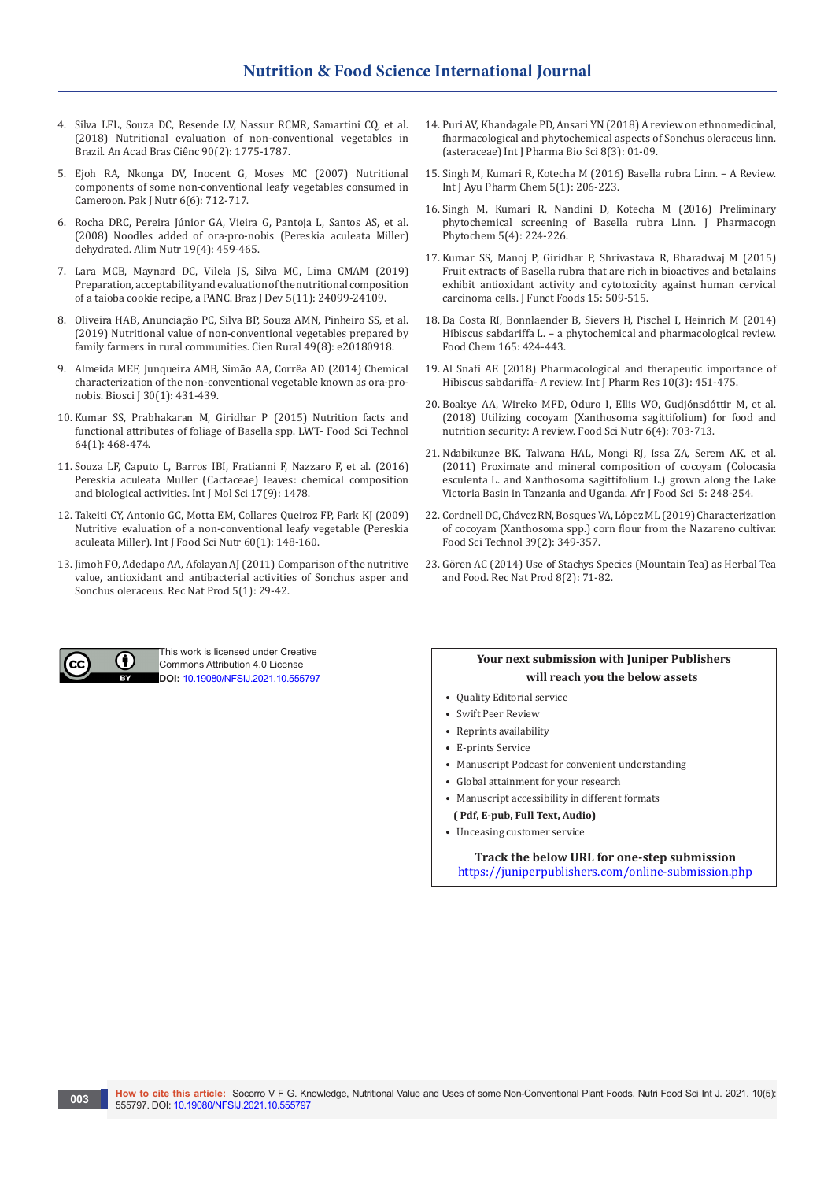4. Silva LFL, Souza DC, Resende LV, Nassur RCMR, Samartini CQ, et al. (2018) Nutritional evaluation of non-conventional vegetables in Brazil. An Acad Bras Ciênc 90(2): 1775-1787.
5. Ejoh RA, Nkonga DV, Inocent G, Moses MC (2007) Nutritional components of some non-conventional leafy vegetables consumed in Cameroon. Pak J Nutr 6(6): 712-717.
6. Rocha DRC, Pereira Júnior GA, Vieira G, Pantoja L, Santos AS, et al. (2008) Noodles added of ora-pro-nobis (Pereskia aculeata Miller) dehydrated. Alim Nutr 19(4): 459-465.
7. Lara MCB, Maynard DC, Vilela JS, Silva MC, Lima CMAM (2019) Preparation, acceptability and evaluation of the nutritional composition of a taioba cookie recipe, a PANC. Braz J Dev 5(11): 24099-24109.
8. Oliveira HAB, Anunciação PC, Silva BP, Souza AMN, Pinheiro SS, et al. (2019) Nutritional value of non-conventional vegetables prepared by family farmers in rural communities. Cien Rural 49(8): e20180918.
9. Almeida MEF, Junqueira AMB, Simão AA, Corrêa AD (2014) Chemical characterization of the non-conventional vegetable known as ora-pro-nobis. Biosci J 30(1): 431-439.
10. Kumar SS, Prabhakaran M, Giridhar P (2015) Nutrition facts and functional attributes of foliage of Basella spp. LWT- Food Sci Technol 64(1): 468-474.
11. Souza LF, Caputo L, Barros IBI, Fratianni F, Nazzaro F, et al. (2016) Pereskia aculeata Muller (Cactaceae) leaves: chemical composition and biological activities. Int J Mol Sci 17(9): 1478.
12. Takeiti CY, Antonio GC, Motta EM, Collares Queiroz FP, Park KJ (2009) Nutritive evaluation of a non-conventional leafy vegetable (Pereskia aculeata Miller). Int J Food Sci Nutr 60(1): 148-160.
13. Jimoh FO, Adedapo AA, Afolayan AJ (2011) Comparison of the nutritive value, antioxidant and antibacterial activities of Sonchus asper and Sonchus oleraceus. Rec Nat Prod 5(1): 29-42.
14. Puri AV, Khandagale PD, Ansari YN (2018) A review on ethnomedicinal, fharmacological and phytochemical aspects of Sonchus oleraceus linn. (asteraceae) Int J Pharma Bio Sci 8(3): 01-09.
15. Singh M, Kumari R, Kotecha M (2016) Basella rubra Linn. – A Review. Int J Ayu Pharm Chem 5(1): 206-223.
16. Singh M, Kumari R, Nandini D, Kotecha M (2016) Preliminary phytochemical screening of Basella rubra Linn. J Pharmacogn Phytochem 5(4): 224-226.
17. Kumar SS, Manoj P, Giridhar P, Shrivastava R, Bharadwaj M (2015) Fruit extracts of Basella rubra that are rich in bioactives and betalains exhibit antioxidant activity and cytotoxicity against human cervical carcinoma cells. J Funct Foods 15: 509-515.
18. Da Costa RI, Bonnlaender B, Sievers H, Pischel I, Heinrich M (2014) Hibiscus sabdariffa L. – a phytochemical and pharmacological review. Food Chem 165: 424-443.
19. Al Snafi AE (2018) Pharmacological and therapeutic importance of Hibiscus sabdariffa- A review. Int J Pharm Res 10(3): 451-475.
20. Boakye AA, Wireko MFD, Oduro I, Ellis WO, Gudjónsdóttir M, et al. (2018) Utilizing cocoyam (Xanthosoma sagittifolium) for food and nutrition security: A review. Food Sci Nutr 6(4): 703-713.
21. Ndabikunze BK, Talwana HAL, Mongi RJ, Issa ZA, Serem AK, et al. (2011) Proximate and mineral composition of cocoyam (Colocasia esculenta L. and Xanthosoma sagittifolium L.) grown along the Lake Victoria Basin in Tanzania and Uganda. Afr J Food Sci 5: 248-254.
22. Cordnell DC, Chávez RN, Bosques VA, López ML (2019) Characterization of cocoyam (Xanthosoma spp.) corn flour from the Nazareno cultivar. Food Sci Technol 39(2): 349-357.
23. Gören AC (2014) Use of Stachys Species (Mountain Tea) as Herbal Tea and Food. Rec Nat Prod 8(2): 71-82.

This work is licensed under Creative Commons Attribution 4.0 License
**DOI:** 10.19080/NFSIJ.2021.10.555797

**Your next submission with Juniper Publishers will reach you the below assets**

- Quality Editorial service
- Swift Peer Review
- Reprints availability
- E-prints Service
- Manuscript Podcast for convenient understanding
- Global attainment for your research
- Manuscript accessibility in different formats
  **( Pdf, E-pub, Full Text, Audio)**
- Unceasing customer service

**Track the below URL for one-step submission**
https://juniperpublishers.com/online-submission.php